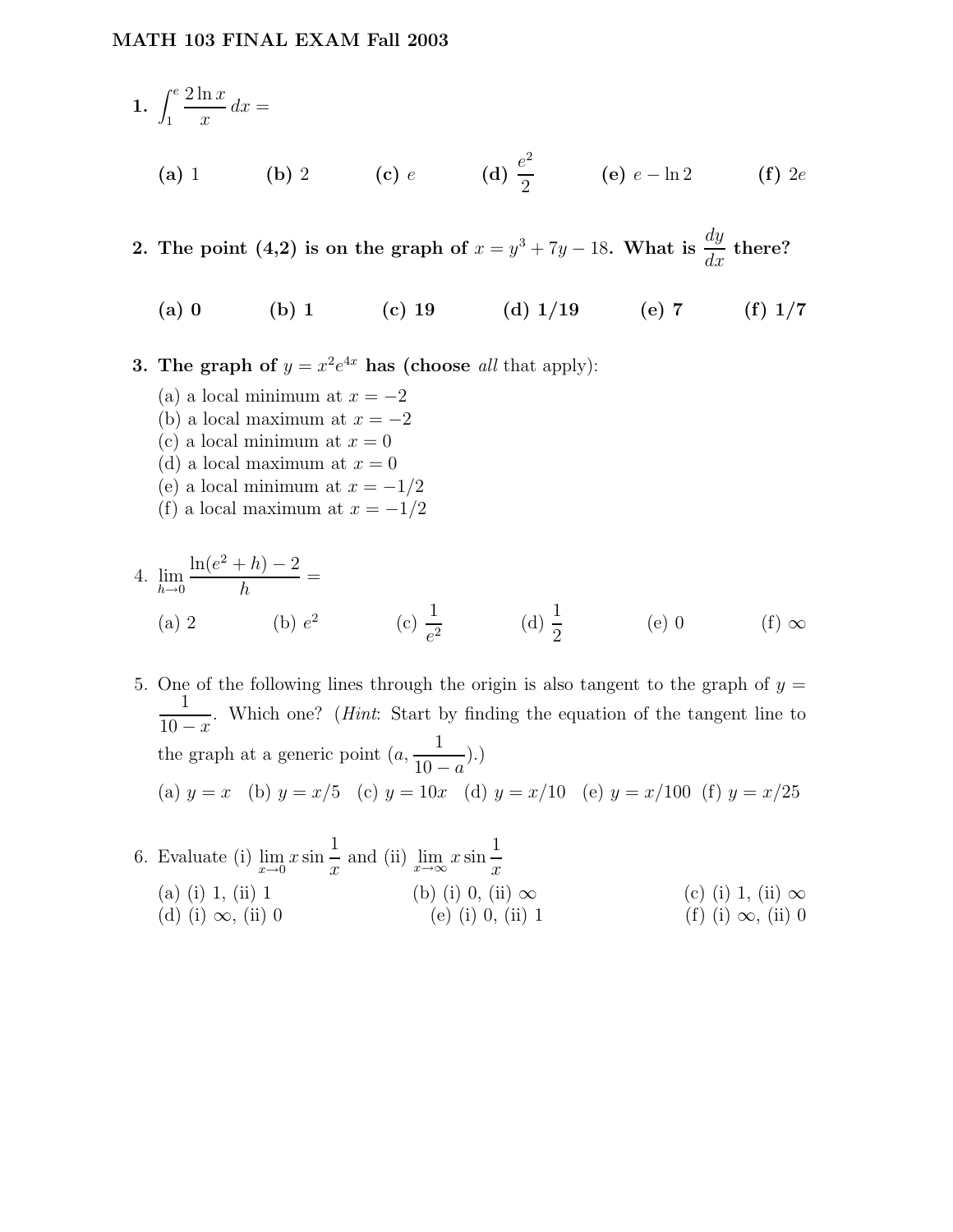**MATH 103 FINAL EXAM Fall 2003**

**1.** $\displaystyle\int_1^e \frac{2\ln x}{x}\,dx =$

**(a)** 1 **(b)** 2 **(c)** $e$ **(d)** $\dfrac{e^2}{2}$ **(e)** $e - \ln 2$ **(f)** $2e$

**2. The point (4,2) is on the graph of $x = y^3 + 7y - 18$. What is $\dfrac{dy}{dx}$ there?**

**(a) 0** **(b) 1** **(c) 19** **(d) 1/19** **(e) 7** **(f) 1/7**

**3. The graph of $y = x^2 e^{4x}$ has (choose** *all* that apply):

(a) a local minimum at $x = -2$
(b) a local maximum at $x = -2$
(c) a local minimum at $x = 0$
(d) a local maximum at $x = 0$
(e) a local minimum at $x = -1/2$
(f) a local maximum at $x = -1/2$

4. $\displaystyle\lim_{h\to 0} \frac{\ln(e^2 + h) - 2}{h} =$

(a) 2 (b) $e^2$ (c) $\dfrac{1}{e^2}$ (d) $\dfrac{1}{2}$ (e) 0 (f) $\infty$

5. One of the following lines through the origin is also tangent to the graph of $y = \dfrac{1}{10 - x}$. Which one? (*Hint*: Start by finding the equation of the tangent line to the graph at a generic point $(a, \dfrac{1}{10-a})$.)

(a) $y = x$ (b) $y = x/5$ (c) $y = 10x$ (d) $y = x/10$ (e) $y = x/100$ (f) $y = x/25$

6. Evaluate (i) $\displaystyle\lim_{x\to 0} x \sin\frac{1}{x}$ and (ii) $\displaystyle\lim_{x\to\infty} x \sin\frac{1}{x}$

(a) (i) 1, (ii) 1 (b) (i) 0, (ii) $\infty$ (c) (i) 1, (ii) $\infty$
(d) (i) $\infty$, (ii) 0 (e) (i) 0, (ii) 1 (f) (i) $\infty$, (ii) 0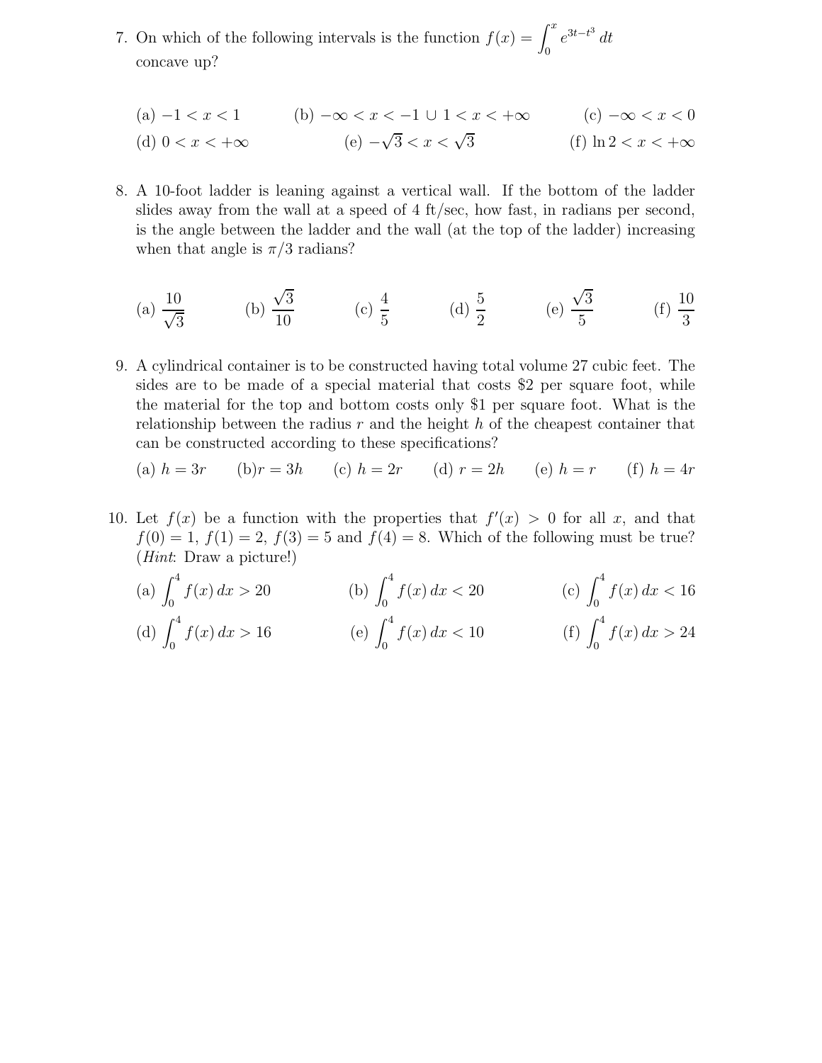7. On which of the following intervals is the function $f(x) = \int_0^x e^{3t-t^3}\,dt$ concave up?

   (a) $-1 < x < 1$ (b) $-\infty < x < -1 \cup 1 < x < +\infty$ (c) $-\infty < x < 0$

   (d) $0 < x < +\infty$ (e) $-\sqrt{3} < x < \sqrt{3}$ (f) $\ln 2 < x < +\infty$

8. A 10-foot ladder is leaning against a vertical wall. If the bottom of the ladder slides away from the wall at a speed of 4 ft/sec, how fast, in radians per second, is the angle between the ladder and the wall (at the top of the ladder) increasing when that angle is $\pi/3$ radians?

   (a) $\frac{10}{\sqrt{3}}$ (b) $\frac{\sqrt{3}}{10}$ (c) $\frac{4}{5}$ (d) $\frac{5}{2}$ (e) $\frac{\sqrt{3}}{5}$ (f) $\frac{10}{3}$

9. A cylindrical container is to be constructed having total volume 27 cubic feet. The sides are to be made of a special material that costs \$2 per square foot, while the material for the top and bottom costs only \$1 per square foot. What is the relationship between the radius $r$ and the height $h$ of the cheapest container that can be constructed according to these specifications?

   (a) $h = 3r$ (b) $r = 3h$ (c) $h = 2r$ (d) $r = 2h$ (e) $h = r$ (f) $h = 4r$

10. Let $f(x)$ be a function with the properties that $f'(x) > 0$ for all $x$, and that $f(0) = 1$, $f(1) = 2$, $f(3) = 5$ and $f(4) = 8$. Which of the following must be true? (*Hint*: Draw a picture!)

    (a) $\int_0^4 f(x)\,dx > 20$ (b) $\int_0^4 f(x)\,dx < 20$ (c) $\int_0^4 f(x)\,dx < 16$

    (d) $\int_0^4 f(x)\,dx > 16$ (e) $\int_0^4 f(x)\,dx < 10$ (f) $\int_0^4 f(x)\,dx > 24$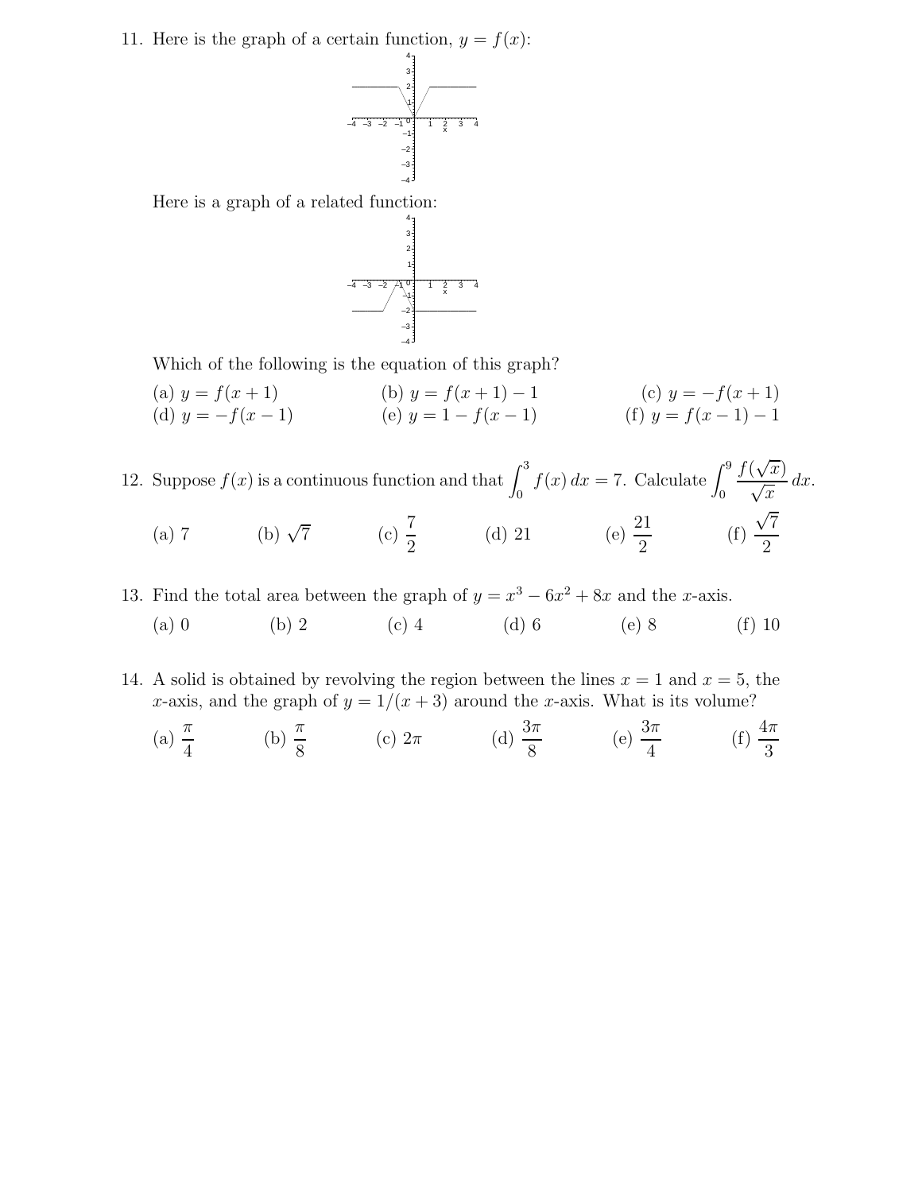11. Here is the graph of a certain function, $y = f(x)$:

Here is a graph of a related function:

Which of the following is the equation of this graph?

(a) $y = f(x+1)$ (b) $y = f(x+1) - 1$ (c) $y = -f(x+1)$
(d) $y = -f(x-1)$ (e) $y = 1 - f(x-1)$ (f) $y = f(x-1) - 1$

12. Suppose $f(x)$ is a continuous function and that $\int_0^3 f(x)\,dx = 7$. Calculate $\int_0^9 \frac{f(\sqrt{x})}{\sqrt{x}}\,dx$.

(a) 7 (b) $\sqrt{7}$ (c) $\frac{7}{2}$ (d) 21 (e) $\frac{21}{2}$ (f) $\frac{\sqrt{7}}{2}$

13. Find the total area between the graph of $y = x^3 - 6x^2 + 8x$ and the $x$-axis.

(a) 0 (b) 2 (c) 4 (d) 6 (e) 8 (f) 10

14. A solid is obtained by revolving the region between the lines $x = 1$ and $x = 5$, the $x$-axis, and the graph of $y = 1/(x+3)$ around the $x$-axis. What is its volume?

(a) $\frac{\pi}{4}$ (b) $\frac{\pi}{8}$ (c) $2\pi$ (d) $\frac{3\pi}{8}$ (e) $\frac{3\pi}{4}$ (f) $\frac{4\pi}{3}$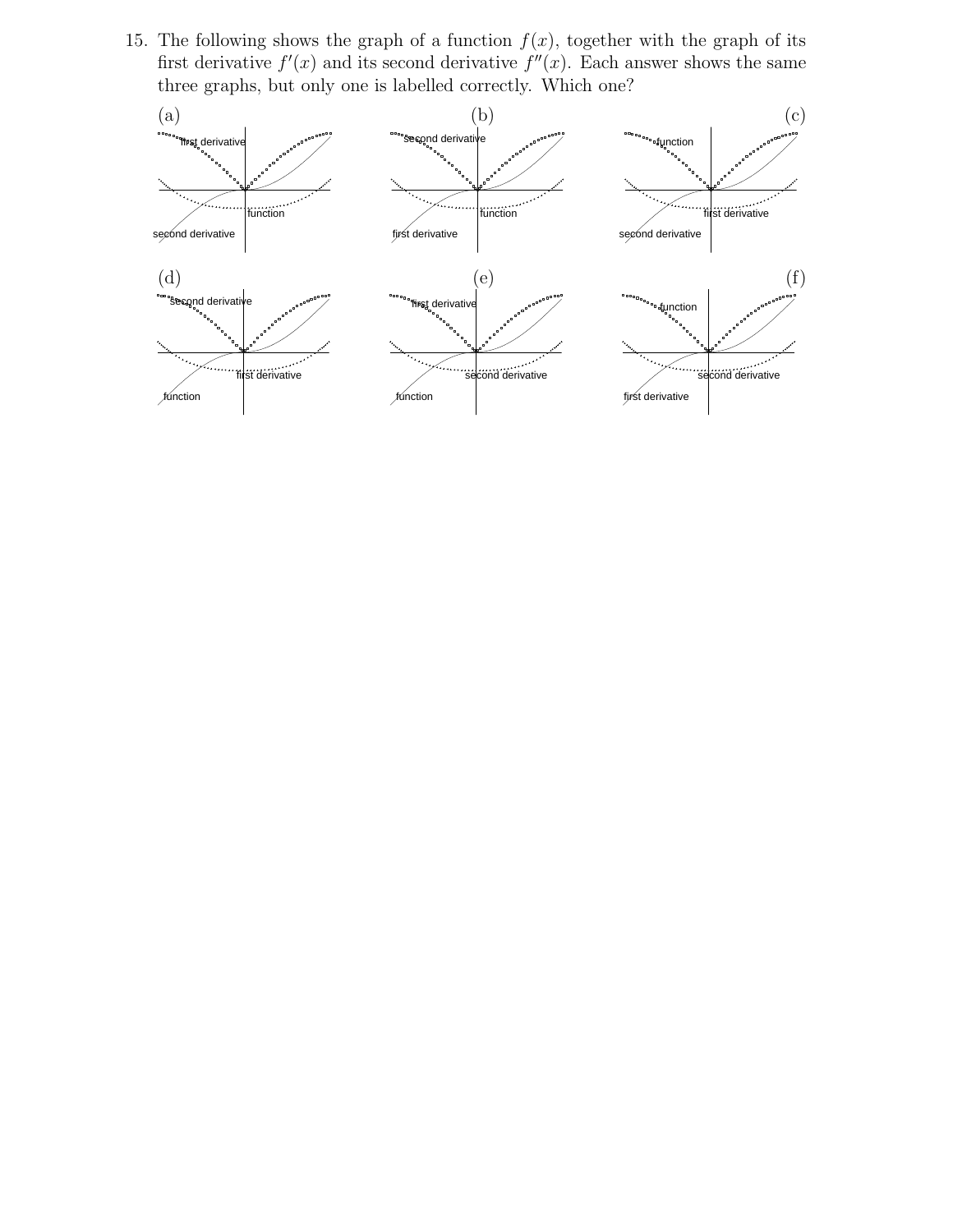15. The following shows the graph of a function $f(x)$, together with the graph of its first derivative $f'(x)$ and its second derivative $f''(x)$. Each answer shows the same three graphs, but only one is labelled correctly. Which one?

(a)

first derivative

function

second derivative

(b)

second derivative

function

first derivative

(c)

function

first derivative

second derivative

(d)

second derivative

first derivative

function

(e)

first derivative

second derivative

function

(f)

function

second derivative

first derivative